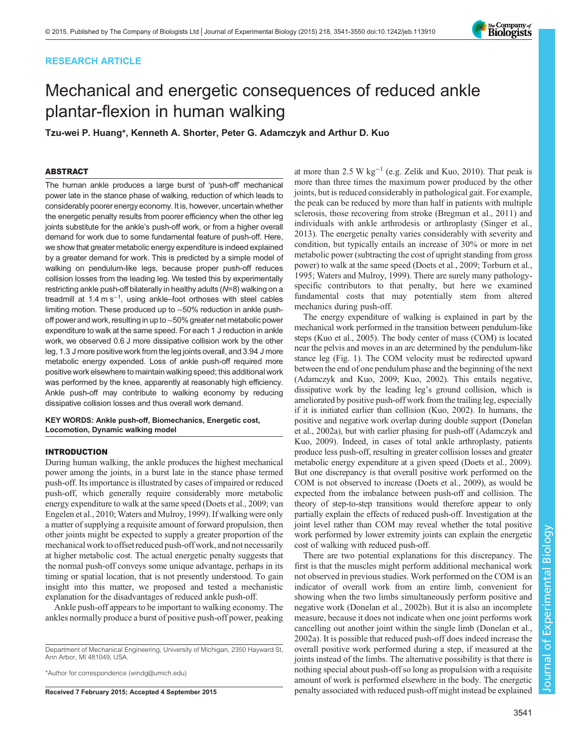RESEARCH ARTICLE

# Mechanical and energetic consequences of reduced ankle plantar-flexion in human walking

**Tzu-wei P. Huang*, Kenneth A. Shorter, Peter G. Adamczyk and Arthur D. Kuo**

## ABSTRACT

The human ankle produces a large burst of 'push-off' mechanical power late in the stance phase of walking, reduction of which leads to considerably poorer energy economy. It is, however, uncertain whether the energetic penalty results from poorer efficiency when the other leg joints substitute for the ankle's push-off work, or from a higher overall demand for work due to some fundamental feature of push-off. Here, we show that greater metabolic energy expenditure is indeed explained by a greater demand for work. This is predicted by a simple model of walking on pendulum-like legs, because proper push-off reduces collision losses from the leading leg. We tested this by experimentally restricting ankle push-off bilaterally in healthy adults ($N$=8) walking on a treadmill at 1.4 m s$^{-1}$, using ankle–foot orthoses with steel cables limiting motion. These produced up to ∼50% reduction in ankle push-off power and work, resulting in up to ∼50% greater net metabolic power expenditure to walk at the same speed. For each 1 J reduction in ankle work, we observed 0.6 J more dissipative collision work by the other leg, 1.3 J more positive work from the leg joints overall, and 3.94 J more metabolic energy expended. Loss of ankle push-off required more positive work elsewhere to maintain walking speed; this additional work was performed by the knee, apparently at reasonably high efficiency. Ankle push-off may contribute to walking economy by reducing dissipative collision losses and thus overall work demand.

**KEY WORDS: Ankle push-off, Biomechanics, Energetic cost, Locomotion, Dynamic walking model**

## INTRODUCTION

During human walking, the ankle produces the highest mechanical power among the joints, in a burst late in the stance phase termed push-off. Its importance is illustrated by cases of impaired or reduced push-off, which generally require considerably more metabolic energy expenditure to walk at the same speed (Doets et al., 2009; van Engelen et al., 2010; Waters and Mulroy, 1999). If walking were only a matter of supplying a requisite amount of forward propulsion, then other joints might be expected to supply a greater proportion of the mechanical work to offset reduced push-off work, and not necessarily at higher metabolic cost. The actual energetic penalty suggests that the normal push-off conveys some unique advantage, perhaps in its timing or spatial location, that is not presently understood. To gain insight into this matter, we proposed and tested a mechanistic explanation for the disadvantages of reduced ankle push-off.

Ankle push-off appears to be important to walking economy. The ankles normally produce a burst of positive push-off power, peaking at more than 2.5 W kg$^{-1}$ (e.g. Zelik and Kuo, 2010). That peak is more than three times the maximum power produced by the other joints, but is reduced considerably in pathological gait. For example, the peak can be reduced by more than half in patients with multiple sclerosis, those recovering from stroke (Bregman et al., 2011) and individuals with ankle arthrodesis or arthroplasty (Singer et al., 2013). The energetic penalty varies considerably with severity and condition, but typically entails an increase of 30% or more in net metabolic power (subtracting the cost of upright standing from gross power) to walk at the same speed (Doets et al., 2009; Torburn et al., 1995; Waters and Mulroy, 1999). There are surely many pathology-specific contributors to that penalty, but here we examined fundamental costs that may potentially stem from altered mechanics during push-off.

The energy expenditure of walking is explained in part by the mechanical work performed in the transition between pendulum-like steps (Kuo et al., 2005). The body center of mass (COM) is located near the pelvis and moves in an arc determined by the pendulum-like stance leg (Fig. 1). The COM velocity must be redirected upward between the end of one pendulum phase and the beginning of the next (Adamczyk and Kuo, 2009; Kuo, 2002). This entails negative, dissipative work by the leading leg's ground collision, which is ameliorated by positive push-off work from the trailing leg, especially if it is initiated earlier than collision (Kuo, 2002). In humans, the positive and negative work overlap during double support (Donelan et al., 2002a), but with earlier phasing for push-off (Adamczyk and Kuo, 2009). Indeed, in cases of total ankle arthroplasty, patients produce less push-off, resulting in greater collision losses and greater metabolic energy expenditure at a given speed (Doets et al., 2009). But one discrepancy is that overall positive work performed on the COM is not observed to increase (Doets et al., 2009), as would be expected from the imbalance between push-off and collision. The theory of step-to-step transitions would therefore appear to only partially explain the effects of reduced push-off. Investigation at the joint level rather than COM may reveal whether the total positive work performed by lower extremity joints can explain the energetic cost of walking with reduced push-off.

There are two potential explanations for this discrepancy. The first is that the muscles might perform additional mechanical work not observed in previous studies. Work performed on the COM is an indicator of overall work from an entire limb, convenient for showing when the two limbs simultaneously perform positive and negative work (Donelan et al., 2002b). But it is also an incomplete measure, because it does not indicate when one joint performs work cancelling out another joint within the single limb (Donelan et al., 2002a). It is possible that reduced push-off does indeed increase the overall positive work performed during a step, if measured at the joints instead of the limbs. The alternative possibility is that there is nothing special about push-off so long as propulsion with a requisite amount of work is performed elsewhere in the body. The energetic penalty associated with reduced push-off might instead be explained

Department of Mechanical Engineering, University of Michigan, 2350 Hayward St, Ann Arbor, MI 481049, USA.

*Author for correspondence (windg@umich.edu)

**Received 7 February 2015; Accepted 4 September 2015**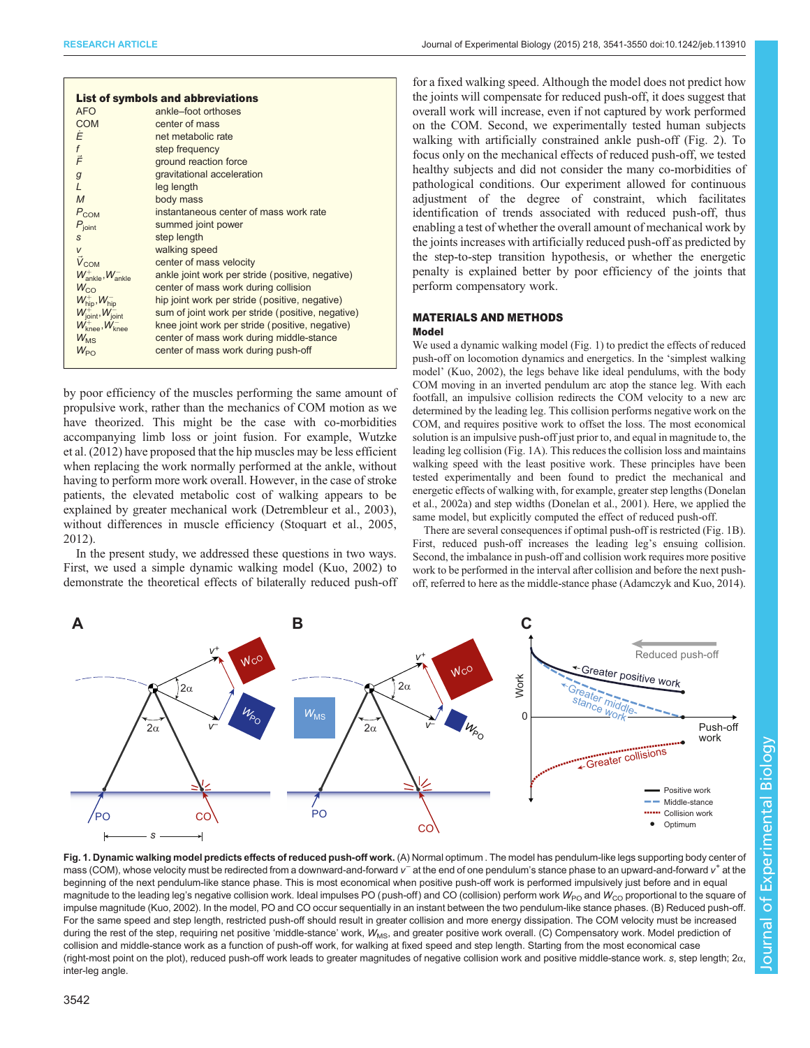**List of symbols and abbreviations**

| | |
|---|---|
| AFO | ankle–foot orthoses |
| COM | center of mass |
| $\dot{E}$ | net metabolic rate |
| $f$ | step frequency |
| $\vec{F}$ | ground reaction force |
| $g$ | gravitational acceleration |
| $L$ | leg length |
| $M$ | body mass |
| $P_{COM}$ | instantaneous center of mass work rate |
| $P_{joint}$ | summed joint power |
| $s$ | step length |
| $v$ | walking speed |
| $\vec{V}_{COM}$ | center of mass velocity |
| $W^{+}_{ankle}$, $W^{-}_{ankle}$ | ankle joint work per stride (positive, negative) |
| $W_{CO}$ | center of mass work during collision |
| $W^{+}_{hip}$, $W^{-}_{hip}$ | hip joint work per stride (positive, negative) |
| $W^{+}_{joint}$, $W^{-}_{joint}$ | sum of joint work per stride (positive, negative) |
| $W^{+}_{knee}$, $W^{-}_{knee}$ | knee joint work per stride (positive, negative) |
| $W_{MS}$ | center of mass work during middle-stance |
| $W_{PO}$ | center of mass work during push-off |

by poor efficiency of the muscles performing the same amount of propulsive work, rather than the mechanics of COM motion as we have theorized. This might be the case with co-morbidities accompanying limb loss or joint fusion. For example, Wutzke et al. (2012) have proposed that the hip muscles may be less efficient when replacing the work normally performed at the ankle, without having to perform more work overall. However, in the case of stroke patients, the elevated metabolic cost of walking appears to be explained by greater mechanical work (Detrembleur et al., 2003), without differences in muscle efficiency (Stoquart et al., 2005, 2012).

In the present study, we addressed these questions in two ways. First, we used a simple dynamic walking model (Kuo, 2002) to demonstrate the theoretical effects of bilaterally reduced push-off for a fixed walking speed. Although the model does not predict how the joints will compensate for reduced push-off, it does suggest that overall work will increase, even if not captured by work performed on the COM. Second, we experimentally tested human subjects walking with artificially constrained ankle push-off (Fig. 2). To focus only on the mechanical effects of reduced push-off, we tested healthy subjects and did not consider the many co-morbidities of pathological conditions. Our experiment allowed for continuous adjustment of the degree of constraint, which facilitates identification of trends associated with reduced push-off, thus enabling a test of whether the overall amount of mechanical work by the joints increases with artificially reduced push-off as predicted by the step-to-step transition hypothesis, or whether the energetic penalty is explained better by poor efficiency of the joints that perform compensatory work.

## MATERIALS AND METHODS

### Model

We used a dynamic walking model (Fig. 1) to predict the effects of reduced push-off on locomotion dynamics and energetics. In the 'simplest walking model' (Kuo, 2002), the legs behave like ideal pendulums, with the body COM moving in an inverted pendulum arc atop the stance leg. With each footfall, an impulsive collision redirects the COM velocity to a new arc determined by the leading leg. This collision performs negative work on the COM, and requires positive work to offset the loss. The most economical solution is an impulsive push-off just prior to, and equal in magnitude to, the leading leg collision (Fig. 1A). This reduces the collision loss and maintains walking speed with the least positive work. These principles have been tested experimentally and been found to predict the mechanical and energetic effects of walking with, for example, greater step lengths (Donelan et al., 2002a) and step widths (Donelan et al., 2001). Here, we applied the same model, but explicitly computed the effect of reduced push-off.

There are several consequences if optimal push-off is restricted (Fig. 1B). First, reduced push-off increases the leading leg's ensuing collision. Second, the imbalance in push-off and collision work requires more positive work to be performed in the interval after collision and before the next push-off, referred to here as the middle-stance phase (Adamczyk and Kuo, 2014).

**Fig. 1. Dynamic walking model predicts effects of reduced push-off work.** (A) Normal optimum. The model has pendulum-like legs supporting body center of mass (COM), whose velocity must be redirected from a downward-and-forward $v^-$ at the end of one pendulum's stance phase to an upward-and-forward $v^+$ at the beginning of the next pendulum-like stance phase. This is most economical when positive push-off work is performed impulsively just before and in equal magnitude to the leading leg's negative collision work. Ideal impulses PO (push-off) and CO (collision) perform work $W_{PO}$ and $W_{CO}$ proportional to the square of impulse magnitude (Kuo, 2002). In the model, PO and CO occur sequentially in an instant between the two pendulum-like stance phases. (B) Reduced push-off. For the same speed and step length, restricted push-off should result in greater collision and more energy dissipation. The COM velocity must be increased during the rest of the step, requiring net positive 'middle-stance' work, $W_{MS}$, and greater positive work overall. (C) Compensatory work. Model prediction of collision and middle-stance work as a function of push-off work, for walking at fixed speed and step length. Starting from the most economical case (right-most point on the plot), reduced push-off work leads to greater magnitudes of negative collision work and positive middle-stance work. $s$, step length; $2\alpha$, inter-leg angle.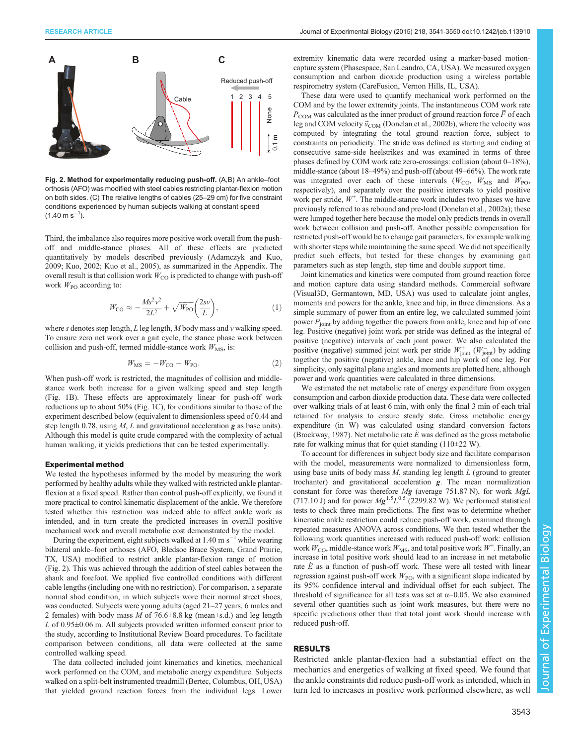Fig. 2. **Method for experimentally reducing push-off.** (A,B) An ankle–foot orthosis (AFO) was modified with steel cables restricting plantar-flexion motion on both sides. (C) The relative lengths of cables (25–29 cm) for five constraint conditions experienced by human subjects walking at constant speed ($1.40\ \mathrm{m\ s^{-1}}$).

Third, the imbalance also requires more positive work overall from the push-off and middle-stance phases. All of these effects are predicted quantitatively by models described previously (Adamczyk and Kuo, 2009; Kuo, 2002; Kuo et al., 2005), as summarized in the Appendix. The overall result is that collision work $W_{\mathrm{CO}}$ is predicted to change with push-off work $W_{\mathrm{PO}}$ according to:

$$W_{\mathrm{CO}} \approx -\frac{Ms^2v^2}{2L^2} + \sqrt{W_{\mathrm{PO}}}\left(\frac{2sv}{L}\right), \tag{1}$$

where $s$ denotes step length, $L$ leg length, $M$ body mass and $v$ walking speed. To ensure zero net work over a gait cycle, the stance phase work between collision and push-off, termed middle-stance work $W_{\mathrm{MS}}$, is:

$$W_{\mathrm{MS}} = -W_{\mathrm{CO}} - W_{\mathrm{PO}}. \tag{2}$$

When push-off work is restricted, the magnitudes of collision and middle-stance work both increase for a given walking speed and step length (Fig. 1B). These effects are approximately linear for push-off work reductions up to about 50% (Fig. 1C), for conditions similar to those of the experiment described below (equivalent to dimensionless speed of 0.44 and step length 0.78, using $M$, $L$ and gravitational acceleration $\boldsymbol{g}$ as base units). Although this model is quite crude compared with the complexity of actual human walking, it yields predictions that can be tested experimentally.

### Experimental method

We tested the hypotheses informed by the model by measuring the work performed by healthy adults while they walked with restricted ankle plantar-flexion at a fixed speed. Rather than control push-off explicitly, we found it more practical to control kinematic displacement of the ankle. We therefore tested whether this restriction was indeed able to affect ankle work as intended, and in turn create the predicted increases in overall positive mechanical work and overall metabolic cost demonstrated by the model.

During the experiment, eight subjects walked at $1.40\ \mathrm{m\ s^{-1}}$ while wearing bilateral ankle–foot orthoses (AFO, Bledsoe Brace System, Grand Prairie, TX, USA) modified to restrict ankle plantar-flexion range of motion (Fig. 2). This was achieved through the addition of steel cables between the shank and forefoot. We applied five controlled conditions with different cable lengths (including one with no restriction). For comparison, a separate normal shod condition, in which subjects wore their normal street shoes, was conducted. Subjects were young adults (aged 21–27 years, 6 males and 2 females) with body mass $M$ of 76.6±8.8 kg (mean±s.d.) and leg length $L$ of 0.95±0.06 m. All subjects provided written informed consent prior to the study, according to Institutional Review Board procedures. To facilitate comparison between conditions, all data were collected at the same controlled walking speed.

The data collected included joint kinematics and kinetics, mechanical work performed on the COM, and metabolic energy expenditure. Subjects walked on a split-belt instrumented treadmill (Bertec, Columbus, OH, USA) that yielded ground reaction forces from the individual legs. Lower extremity kinematic data were recorded using a marker-based motion-capture system (Phasespace, San Leandro, CA, USA). We measured oxygen consumption and carbon dioxide production using a wireless portable respirometry system (CareFusion, Vernon Hills, IL, USA).

These data were used to quantify mechanical work performed on the COM and by the lower extremity joints. The instantaneous COM work rate $P_{\mathrm{COM}}$ was calculated as the inner product of ground reaction force $\vec{F}$ of each leg and COM velocity $\vec{v}_{\mathrm{COM}}$ (Donelan et al., 2002b), where the velocity was computed by integrating the total ground reaction force, subject to constraints on periodicity. The stride was defined as starting and ending at consecutive same-side heelstrikes and was examined in terms of three phases defined by COM work rate zero-crossings: collision (about 0–18%), middle-stance (about 18–49%) and push-off (about 49–66%). The work rate was integrated over each of these intervals ($W_{\mathrm{CO}}$, $W_{\mathrm{MS}}$ and $W_{\mathrm{PO}}$, respectively), and separately over the positive intervals to yield positive work per stride, $W^+$. The middle-stance work includes two phases we have previously referred to as rebound and pre-load (Donelan et al., 2002a); these were lumped together here because the model only predicts trends in overall work between collision and push-off. Another possible compensation for restricted push-off would be to change gait parameters, for example walking with shorter steps while maintaining the same speed. We did not specifically predict such effects, but tested for these changes by examining gait parameters such as step length, step time and double support time.

Joint kinematics and kinetics were computed from ground reaction force and motion capture data using standard methods. Commercial software (Visual3D, Germantown, MD, USA) was used to calculate joint angles, moments and powers for the ankle, knee and hip, in three dimensions. As a simple summary of power from an entire leg, we calculated summed joint power $P_{\mathrm{joint}}$ by adding together the powers from ankle, knee and hip of one leg. Positive (negative) joint work per stride was defined as the integral of positive (negative) intervals of each joint power. We also calculated the positive (negative) summed joint work per stride $W^+_{\mathrm{joint}}$ ($W^-_{\mathrm{joint}}$) by adding together the positive (negative) ankle, knee and hip work of one leg. For simplicity, only sagittal plane angles and moments are plotted here, although power and work quantities were calculated in three dimensions.

We estimated the net metabolic rate of energy expenditure from oxygen consumption and carbon dioxide production data. These data were collected over walking trials of at least 6 min, with only the final 3 min of each trial retained for analysis to ensure steady state. Gross metabolic energy expenditure (in W) was calculated using standard conversion factors (Brockway, 1987). Net metabolic rate $\dot{E}$ was defined as the gross metabolic rate for walking minus that for quiet standing (110±22 W).

To account for differences in subject body size and facilitate comparison with the model, measurements were normalized to dimensionless form, using base units of body mass $M$, standing leg length $L$ (ground to greater trochanter) and gravitational acceleration $\boldsymbol{g}$. The mean normalization constant for force was therefore $M\boldsymbol{g}$ (average 751.87 N), for work $M\boldsymbol{g}L$ (717.10 J) and for power $M\boldsymbol{g}^{1.5}L^{0.5}$ (2299.82 W). We performed statistical tests to check three main predictions. The first was to determine whether kinematic ankle restriction could reduce push-off work, examined through repeated measures ANOVA across conditions. We then tested whether the following work quantities increased with reduced push-off work: collision work $W_{\mathrm{CO}}$, middle-stance work $W_{\mathrm{MS}}$, and total positive work $W^+$. Finally, an increase in total positive work should lead to an increase in net metabolic rate $\dot{E}$ as a function of push-off work. These were all tested with linear regression against push-off work $W_{\mathrm{PO}}$, with a significant slope indicated by its 95% confidence interval and individual offset for each subject. The threshold of significance for all tests was set at $\alpha$=0.05. We also examined several other quantities such as joint work measures, but there were no specific predictions other than that total joint work should increase with reduced push-off.

## RESULTS

Restricted ankle plantar-flexion had a substantial effect on the mechanics and energetics of walking at fixed speed. We found that the ankle constraints did reduce push-off work as intended, which in turn led to increases in positive work performed elsewhere, as well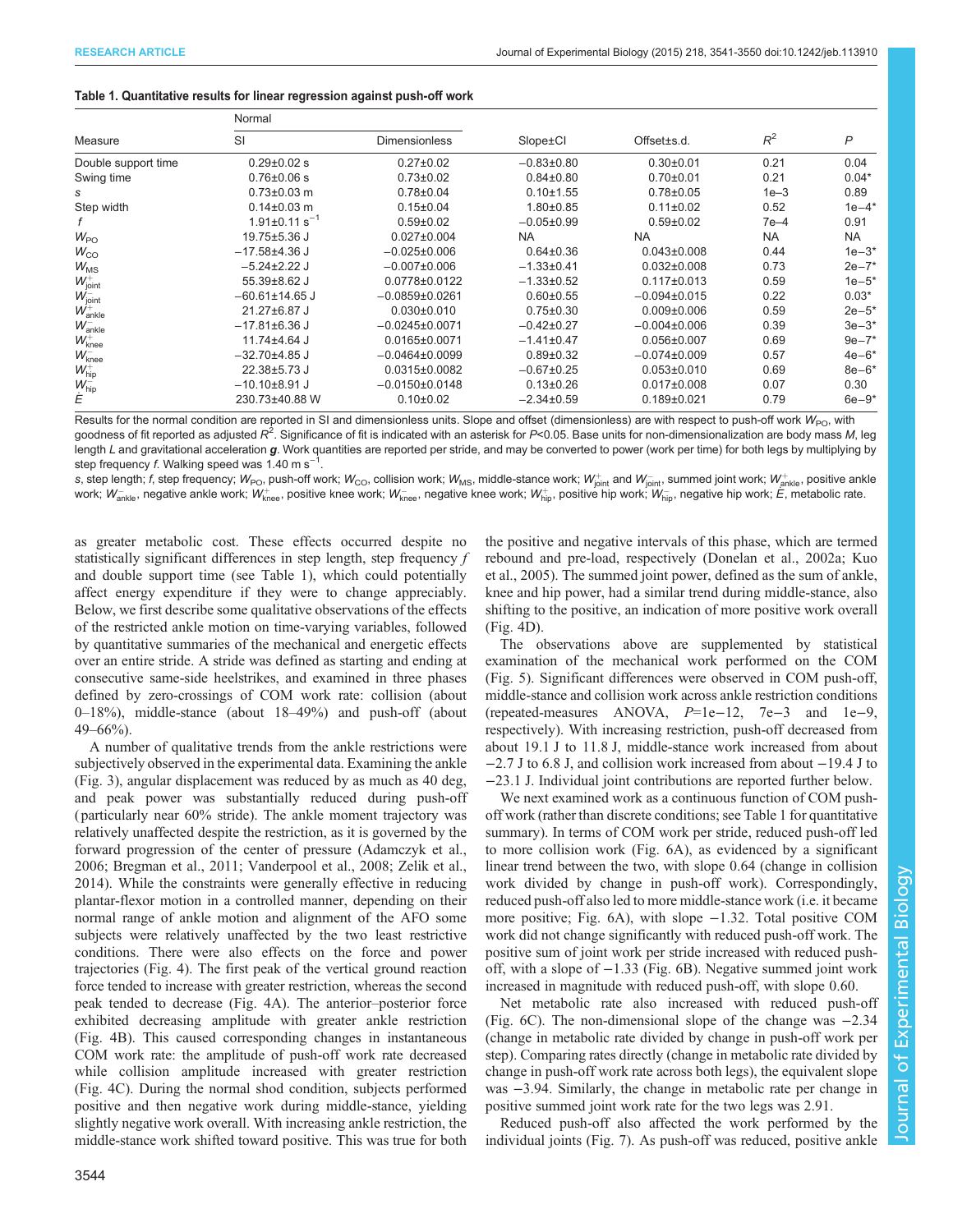**Table 1. Quantitative results for linear regression against push-off work**

| Measure | Normal SI | Normal Dimensionless | Slope±CI | Offset±s.d. | $R^2$ | $P$ |
|---|---|---|---|---|---|---|
| Double support time | 0.29±0.02 s | 0.27±0.02 | −0.83±0.80 | 0.30±0.01 | 0.21 | 0.04 |
| Swing time | 0.76±0.06 s | 0.73±0.02 | 0.84±0.80 | 0.70±0.01 | 0.21 | 0.04* |
| $s$ | 0.73±0.03 m | 0.78±0.04 | 0.10±1.55 | 0.78±0.05 | 1e−3 | 0.89 |
| Step width | 0.14±0.03 m | 0.15±0.04 | 1.80±0.85 | 0.11±0.02 | 0.52 | 1e−4* |
| $f$ | 1.91±0.11 $s^{-1}$ | 0.59±0.02 | −0.05±0.99 | 0.59±0.02 | 7e−4 | 0.91 |
| $W_{PO}$ | 19.75±5.36 J | 0.027±0.004 | NA | NA | NA | NA |
| $W_{CO}$ | −17.58±4.36 J | −0.025±0.006 | 0.64±0.36 | 0.043±0.008 | 0.44 | 1e−3* |
| $W_{MS}$ | −5.24±2.22 J | −0.007±0.006 | −1.33±0.41 | 0.032±0.008 | 0.73 | 2e−7* |
| $W^{+}_{joint}$ | 55.39±8.62 J | 0.0778±0.0122 | −1.33±0.52 | 0.117±0.013 | 0.59 | 1e−5* |
| $W^{-}_{joint}$ | −60.61±14.65 J | −0.0859±0.0261 | 0.60±0.55 | −0.094±0.015 | 0.22 | 0.03* |
| $W^{+}_{ankle}$ | 21.27±6.87 J | 0.030±0.010 | 0.75±0.30 | 0.009±0.006 | 0.59 | 2e−5* |
| $W^{-}_{ankle}$ | −17.81±6.36 J | −0.0245±0.0071 | −0.42±0.27 | −0.004±0.006 | 0.39 | 3e−3* |
| $W^{+}_{knee}$ | 11.74±4.64 J | 0.0165±0.0071 | −1.41±0.47 | 0.056±0.007 | 0.69 | 9e−7* |
| $W^{-}_{knee}$ | −32.70±4.85 J | −0.0464±0.0099 | 0.89±0.32 | −0.074±0.009 | 0.57 | 4e−6* |
| $W^{+}_{hip}$ | 22.38±5.73 J | 0.0315±0.0082 | −0.67±0.25 | 0.053±0.010 | 0.69 | 8e−6* |
| $W^{-}_{hip}$ | −10.10±8.91 J | −0.0150±0.0148 | 0.13±0.26 | 0.017±0.008 | 0.07 | 0.30 |
| $\dot{E}$ | 230.73±40.88 W | 0.10±0.02 | −2.34±0.59 | 0.189±0.021 | 0.79 | 6e−9* |

Results for the normal condition are reported in SI and dimensionless units. Slope and offset (dimensionless) are with respect to push-off work $W_{PO}$, with goodness of fit reported as adjusted $R^2$. Significance of fit is indicated with an asterisk for $P$<0.05. Base units for non-dimensionalization are body mass $M$, leg length $L$ and gravitational acceleration $\boldsymbol{g}$. Work quantities are reported per stride, and may be converted to power (work per time) for both legs by multiplying by step frequency $f$. Walking speed was 1.40 m $s^{-1}$.

$s$, step length; $f$, step frequency; $W_{PO}$, push-off work; $W_{CO}$, collision work; $W_{MS}$, middle-stance work; $W^{+}_{joint}$ and $W^{-}_{joint}$, summed joint work; $W^{+}_{ankle}$, positive ankle work; $W^{-}_{ankle}$, negative ankle work; $W^{+}_{knee}$, positive knee work; $W^{-}_{knee}$, negative knee work; $W^{+}_{hip}$, positive hip work; $W^{-}_{hip}$, negative hip work; $\dot{E}$, metabolic rate.

as greater metabolic cost. These effects occurred despite no statistically significant differences in step length, step frequency $f$ and double support time (see Table 1), which could potentially affect energy expenditure if they were to change appreciably. Below, we first describe some qualitative observations of the effects of the restricted ankle motion on time-varying variables, followed by quantitative summaries of the mechanical and energetic effects over an entire stride. A stride was defined as starting and ending at consecutive same-side heelstrikes, and examined in three phases defined by zero-crossings of COM work rate: collision (about 0–18%), middle-stance (about 18–49%) and push-off (about 49–66%).

A number of qualitative trends from the ankle restrictions were subjectively observed in the experimental data. Examining the ankle (Fig. 3), angular displacement was reduced by as much as 40 deg, and peak power was substantially reduced during push-off (particularly near 60% stride). The ankle moment trajectory was relatively unaffected despite the restriction, as it is governed by the forward progression of the center of pressure (Adamczyk et al., 2006; Bregman et al., 2011; Vanderpool et al., 2008; Zelik et al., 2014). While the constraints were generally effective in reducing plantar-flexor motion in a controlled manner, depending on their normal range of ankle motion and alignment of the AFO some subjects were relatively unaffected by the two least restrictive conditions. There were also effects on the force and power trajectories (Fig. 4). The first peak of the vertical ground reaction force tended to increase with greater restriction, whereas the second peak tended to decrease (Fig. 4A). The anterior–posterior force exhibited decreasing amplitude with greater ankle restriction (Fig. 4B). This caused corresponding changes in instantaneous COM work rate: the amplitude of push-off work rate decreased while collision amplitude increased with greater restriction (Fig. 4C). During the normal shod condition, subjects performed positive and then negative work during middle-stance, yielding slightly negative work overall. With increasing ankle restriction, the middle-stance work shifted toward positive. This was true for both the positive and negative intervals of this phase, which are termed rebound and pre-load, respectively (Donelan et al., 2002a; Kuo et al., 2005). The summed joint power, defined as the sum of ankle, knee and hip power, had a similar trend during middle-stance, also shifting to the positive, an indication of more positive work overall (Fig. 4D).

The observations above are supplemented by statistical examination of the mechanical work performed on the COM (Fig. 5). Significant differences were observed in COM push-off, middle-stance and collision work across ankle restriction conditions (repeated-measures ANOVA, $P$=1e−12, 7e−3 and 1e−9, respectively). With increasing restriction, push-off decreased from about 19.1 J to 11.8 J, middle-stance work increased from about −2.7 J to 6.8 J, and collision work increased from about −19.4 J to −23.1 J. Individual joint contributions are reported further below.

We next examined work as a continuous function of COM push-off work (rather than discrete conditions; see Table 1 for quantitative summary). In terms of COM work per stride, reduced push-off led to more collision work (Fig. 6A), as evidenced by a significant linear trend between the two, with slope 0.64 (change in collision work divided by change in push-off work). Correspondingly, reduced push-off also led to more middle-stance work (i.e. it became more positive; Fig. 6A), with slope −1.32. Total positive COM work did not change significantly with reduced push-off work. The positive sum of joint work per stride increased with reduced push-off, with a slope of −1.33 (Fig. 6B). Negative summed joint work increased in magnitude with reduced push-off, with slope 0.60.

Net metabolic rate also increased with reduced push-off (Fig. 6C). The non-dimensional slope of the change was −2.34 (change in metabolic rate divided by change in push-off work per step). Comparing rates directly (change in metabolic rate divided by change in push-off work rate across both legs), the equivalent slope was −3.94. Similarly, the change in metabolic rate per change in positive summed joint work rate for the two legs was 2.91.

Reduced push-off also affected the work performed by the individual joints (Fig. 7). As push-off was reduced, positive ankle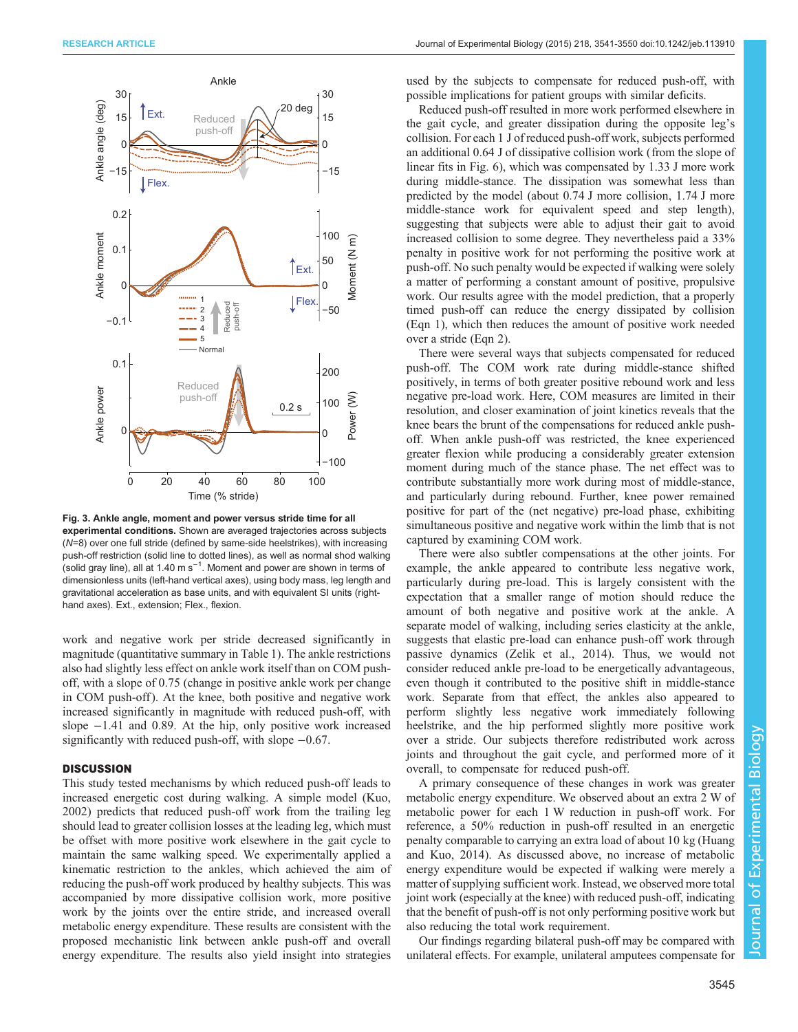**Fig. 3. Ankle angle, moment and power versus stride time for all experimental conditions.** Shown are averaged trajectories across subjects ($N$=8) over one full stride (defined by same-side heelstrikes), with increasing push-off restriction (solid line to dotted lines), as well as normal shod walking (solid gray line), all at 1.40 m s$^{-1}$. Moment and power are shown in terms of dimensionless units (left-hand vertical axes), using body mass, leg length and gravitational acceleration as base units, and with equivalent SI units (right-hand axes). Ext., extension; Flex., flexion.

work and negative work per stride decreased significantly in magnitude (quantitative summary in Table 1). The ankle restrictions also had slightly less effect on ankle work itself than on COM push-off, with a slope of 0.75 (change in positive ankle work per change in COM push-off). At the knee, both positive and negative work increased significantly in magnitude with reduced push-off, with slope −1.41 and 0.89. At the hip, only positive work increased significantly with reduced push-off, with slope −0.67.

## DISCUSSION

This study tested mechanisms by which reduced push-off leads to increased energetic cost during walking. A simple model (Kuo, 2002) predicts that reduced push-off work from the trailing leg should lead to greater collision losses at the leading leg, which must be offset with more positive work elsewhere in the gait cycle to maintain the same walking speed. We experimentally applied a kinematic restriction to the ankles, which achieved the aim of reducing the push-off work produced by healthy subjects. This was accompanied by more dissipative collision work, more positive work by the joints over the entire stride, and increased overall metabolic energy expenditure. These results are consistent with the proposed mechanistic link between ankle push-off and overall energy expenditure. The results also yield insight into strategies used by the subjects to compensate for reduced push-off, with possible implications for patient groups with similar deficits.

Reduced push-off resulted in more work performed elsewhere in the gait cycle, and greater dissipation during the opposite leg's collision. For each 1 J of reduced push-off work, subjects performed an additional 0.64 J of dissipative collision work (from the slope of linear fits in Fig. 6), which was compensated by 1.33 J more work during middle-stance. The dissipation was somewhat less than predicted by the model (about 0.74 J more collision, 1.74 J more middle-stance work for equivalent speed and step length), suggesting that subjects were able to adjust their gait to avoid increased collision to some degree. They nevertheless paid a 33% penalty in positive work for not performing the positive work at push-off. No such penalty would be expected if walking were solely a matter of performing a constant amount of positive, propulsive work. Our results agree with the model prediction, that a properly timed push-off can reduce the energy dissipated by collision (Eqn 1), which then reduces the amount of positive work needed over a stride (Eqn 2).

There were several ways that subjects compensated for reduced push-off. The COM work rate during middle-stance shifted positively, in terms of both greater positive rebound work and less negative pre-load work. Here, COM measures are limited in their resolution, and closer examination of joint kinetics reveals that the knee bears the brunt of the compensations for reduced ankle push-off. When ankle push-off was restricted, the knee experienced greater flexion while producing a considerably greater extension moment during much of the stance phase. The net effect was to contribute substantially more work during most of middle-stance, and particularly during rebound. Further, knee power remained positive for part of the (net negative) pre-load phase, exhibiting simultaneous positive and negative work within the limb that is not captured by examining COM work.

There were also subtler compensations at the other joints. For example, the ankle appeared to contribute less negative work, particularly during pre-load. This is largely consistent with the expectation that a smaller range of motion should reduce the amount of both negative and positive work at the ankle. A separate model of walking, including series elasticity at the ankle, suggests that elastic pre-load can enhance push-off work through passive dynamics (Zelik et al., 2014). Thus, we would not consider reduced ankle pre-load to be energetically advantageous, even though it contributed to the positive shift in middle-stance work. Separate from that effect, the ankles also appeared to perform slightly less negative work immediately following heelstrike, and the hip performed slightly more positive work over a stride. Our subjects therefore redistributed work across joints and throughout the gait cycle, and performed more of it overall, to compensate for reduced push-off.

A primary consequence of these changes in work was greater metabolic energy expenditure. We observed about an extra 2 W of metabolic power for each 1 W reduction in push-off work. For reference, a 50% reduction in push-off resulted in an energetic penalty comparable to carrying an extra load of about 10 kg (Huang and Kuo, 2014). As discussed above, no increase of metabolic energy expenditure would be expected if walking were merely a matter of supplying sufficient work. Instead, we observed more total joint work (especially at the knee) with reduced push-off, indicating that the benefit of push-off is not only performing positive work but also reducing the total work requirement.

Our findings regarding bilateral push-off may be compared with unilateral effects. For example, unilateral amputees compensate for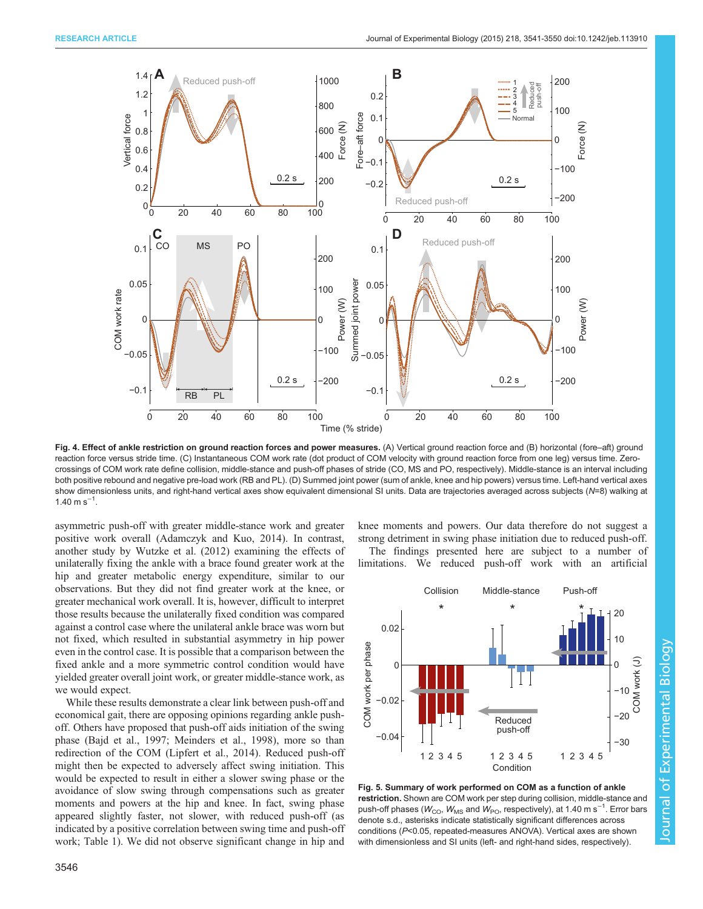Fig. 4. **Effect of ankle restriction on ground reaction forces and power measures.** (A) Vertical ground reaction force and (B) horizontal (fore–aft) ground reaction force versus stride time. (C) Instantaneous COM work rate (dot product of COM velocity with ground reaction force from one leg) versus time. Zero-crossings of COM work rate define collision, middle-stance and push-off phases of stride (CO, MS and PO, respectively). Middle-stance is an interval including both positive rebound and negative pre-load work (RB and PL). (D) Summed joint power (sum of ankle, knee and hip powers) versus time. Left-hand vertical axes show dimensionless units, and right-hand vertical axes show equivalent dimensional SI units. Data are trajectories averaged across subjects (*N*=8) walking at 1.40 m s$^{-1}$.

asymmetric push-off with greater middle-stance work and greater positive work overall (Adamczyk and Kuo, 2014). In contrast, another study by Wutzke et al. (2012) examining the effects of unilaterally fixing the ankle with a brace found greater work at the hip and greater metabolic energy expenditure, similar to our observations. But they did not find greater work at the knee, or greater mechanical work overall. It is, however, difficult to interpret those results because the unilaterally fixed condition was compared against a control case where the unilateral ankle brace was worn but not fixed, which resulted in substantial asymmetry in hip power even in the control case. It is possible that a comparison between the fixed ankle and a more symmetric control condition would have yielded greater overall joint work, or greater middle-stance work, as we would expect.

While these results demonstrate a clear link between push-off and economical gait, there are opposing opinions regarding ankle push-off. Others have proposed that push-off aids initiation of the swing phase (Bajd et al., 1997; Meinders et al., 1998), more so than redirection of the COM (Lipfert et al., 2014). Reduced push-off might then be expected to adversely affect swing initiation. This would be expected to result in either a slower swing phase or the avoidance of slow swing through compensations such as greater moments and powers at the hip and knee. In fact, swing phase appeared slightly faster, not slower, with reduced push-off (as indicated by a positive correlation between swing time and push-off work; Table 1). We did not observe significant change in hip and knee moments and powers. Our data therefore do not suggest a strong detriment in swing phase initiation due to reduced push-off.

The findings presented here are subject to a number of limitations. We reduced push-off work with an artificial

Fig. 5. **Summary of work performed on COM as a function of ankle restriction.** Shown are COM work per step during collision, middle-stance and push-off phases ($W_{CO}$, $W_{MS}$ and $W_{PO}$, respectively), at 1.40 m s$^{-1}$. Error bars denote s.d., asterisks indicate statistically significant differences across conditions ($P$<0.05, repeated-measures ANOVA). Vertical axes are shown with dimensionless and SI units (left- and right-hand sides, respectively).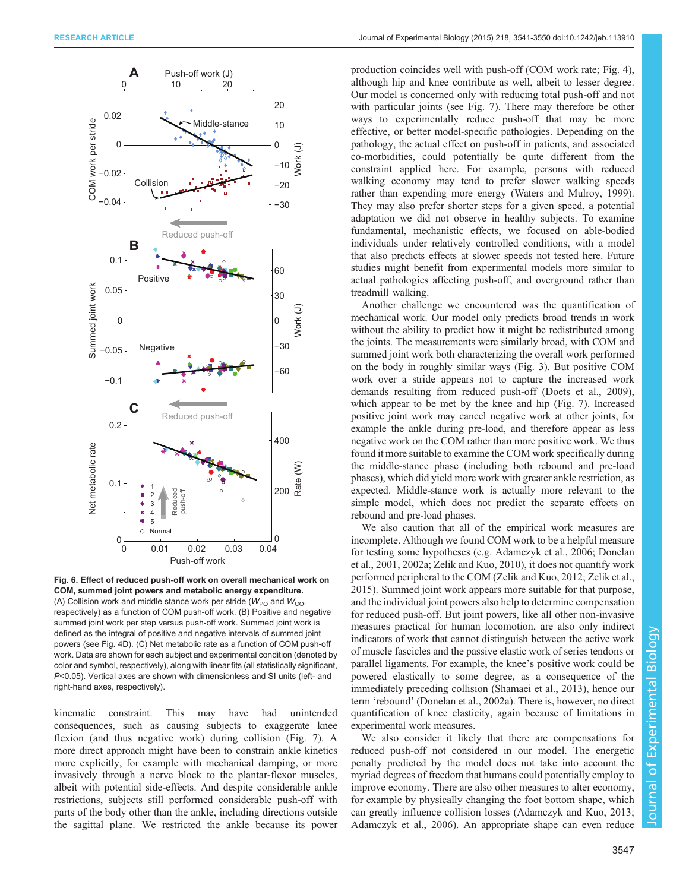**Fig. 6. Effect of reduced push-off work on overall mechanical work on COM, summed joint powers and metabolic energy expenditure.** (A) Collision work and middle stance work per stride ($W_{PO}$ and $W_{CO}$, respectively) as a function of COM push-off work. (B) Positive and negative summed joint work per step versus push-off work. Summed joint work is defined as the integral of positive and negative intervals of summed joint powers (see Fig. 4D). (C) Net metabolic rate as a function of COM push-off work. Data are shown for each subject and experimental condition (denoted by color and symbol, respectively), along with linear fits (all statistically significant, $P$<0.05). Vertical axes are shown with dimensionless and SI units (left- and right-hand axes, respectively).

kinematic constraint. This may have had unintended consequences, such as causing subjects to exaggerate knee flexion (and thus negative work) during collision (Fig. 7). A more direct approach might have been to constrain ankle kinetics more explicitly, for example with mechanical damping, or more invasively through a nerve block to the plantar-flexor muscles, albeit with potential side-effects. And despite considerable ankle restrictions, subjects still performed considerable push-off with parts of the body other than the ankle, including directions outside the sagittal plane. We restricted the ankle because its power production coincides well with push-off (COM work rate; Fig. 4), although hip and knee contribute as well, albeit to lesser degree. Our model is concerned only with reducing total push-off and not with particular joints (see Fig. 7). There may therefore be other ways to experimentally reduce push-off that may be more effective, or better model-specific pathologies. Depending on the pathology, the actual effect on push-off in patients, and associated co-morbidities, could potentially be quite different from the constraint applied here. For example, persons with reduced walking economy may tend to prefer slower walking speeds rather than expending more energy (Waters and Mulroy, 1999). They may also prefer shorter steps for a given speed, a potential adaptation we did not observe in healthy subjects. To examine fundamental, mechanistic effects, we focused on able-bodied individuals under relatively controlled conditions, with a model that also predicts effects at slower speeds not tested here. Future studies might benefit from experimental models more similar to actual pathologies affecting push-off, and overground rather than treadmill walking.

Another challenge we encountered was the quantification of mechanical work. Our model only predicts broad trends in work without the ability to predict how it might be redistributed among the joints. The measurements were similarly broad, with COM and summed joint work both characterizing the overall work performed on the body in roughly similar ways (Fig. 3). But positive COM work over a stride appears not to capture the increased work demands resulting from reduced push-off (Doets et al., 2009), which appear to be met by the knee and hip (Fig. 7). Increased positive joint work may cancel negative work at other joints, for example the ankle during pre-load, and therefore appear as less negative work on the COM rather than more positive work. We thus found it more suitable to examine the COM work specifically during the middle-stance phase (including both rebound and pre-load phases), which did yield more work with greater ankle restriction, as expected. Middle-stance work is actually more relevant to the simple model, which does not predict the separate effects on rebound and pre-load phases.

We also caution that all of the empirical work measures are incomplete. Although we found COM work to be a helpful measure for testing some hypotheses (e.g. Adamczyk et al., 2006; Donelan et al., 2001, 2002a; Zelik and Kuo, 2010), it does not quantify work performed peripheral to the COM (Zelik and Kuo, 2012; Zelik et al., 2015). Summed joint work appears more suitable for that purpose, and the individual joint powers also help to determine compensation for reduced push-off. But joint powers, like all other non-invasive measures practical for human locomotion, are also only indirect indicators of work that cannot distinguish between the active work of muscle fascicles and the passive elastic work of series tendons or parallel ligaments. For example, the knee's positive work could be powered elastically to some degree, as a consequence of the immediately preceding collision (Shamaei et al., 2013), hence our term 'rebound' (Donelan et al., 2002a). There is, however, no direct quantification of knee elasticity, again because of limitations in experimental work measures.

We also consider it likely that there are compensations for reduced push-off not considered in our model. The energetic penalty predicted by the model does not take into account the myriad degrees of freedom that humans could potentially employ to improve economy. There are also other measures to alter economy, for example by physically changing the foot bottom shape, which can greatly influence collision losses (Adamczyk and Kuo, 2013; Adamczyk et al., 2006). An appropriate shape can even reduce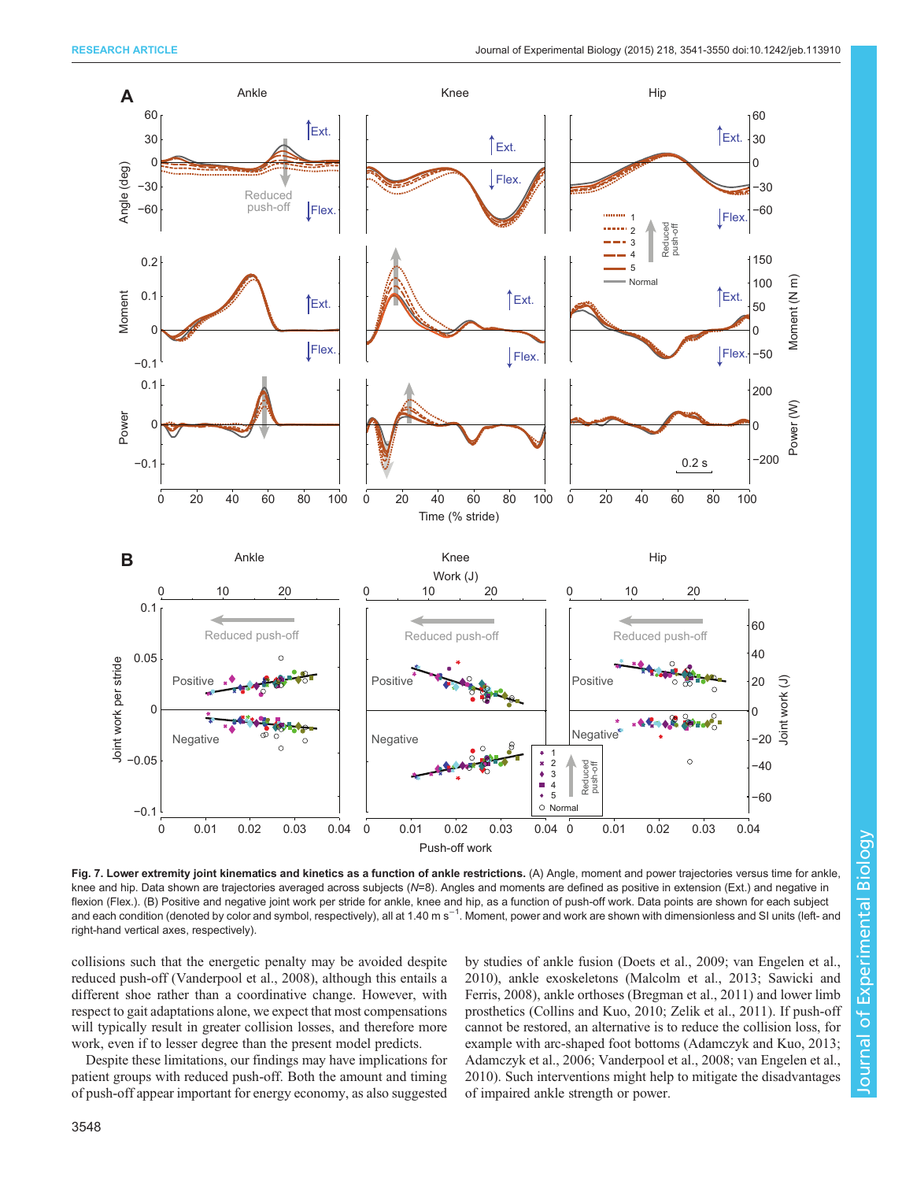**Fig. 7. Lower extremity joint kinematics and kinetics as a function of ankle restrictions.** (A) Angle, moment and power trajectories versus time for ankle, knee and hip. Data shown are trajectories averaged across subjects (*N*=8). Angles and moments are defined as positive in extension (Ext.) and negative in flexion (Flex.). (B) Positive and negative joint work per stride for ankle, knee and hip, as a function of push-off work. Data points are shown for each subject and each condition (denoted by color and symbol, respectively), all at 1.40 m $s^{-1}$. Moment, power and work are shown with dimensionless and SI units (left- and right-hand vertical axes, respectively).

collisions such that the energetic penalty may be avoided despite reduced push-off (Vanderpool et al., 2008), although this entails a different shoe rather than a coordinative change. However, with respect to gait adaptations alone, we expect that most compensations will typically result in greater collision losses, and therefore more work, even if to lesser degree than the present model predicts.

Despite these limitations, our findings may have implications for patient groups with reduced push-off. Both the amount and timing of push-off appear important for energy economy, as also suggested by studies of ankle fusion (Doets et al., 2009; van Engelen et al., 2010), ankle exoskeletons (Malcolm et al., 2013; Sawicki and Ferris, 2008), ankle orthoses (Bregman et al., 2011) and lower limb prosthetics (Collins and Kuo, 2010; Zelik et al., 2011). If push-off cannot be restored, an alternative is to reduce the collision loss, for example with arc-shaped foot bottoms (Adamczyk and Kuo, 2013; Adamczyk et al., 2006; Vanderpool et al., 2008; van Engelen et al., 2010). Such interventions might help to mitigate the disadvantages of impaired ankle strength or power.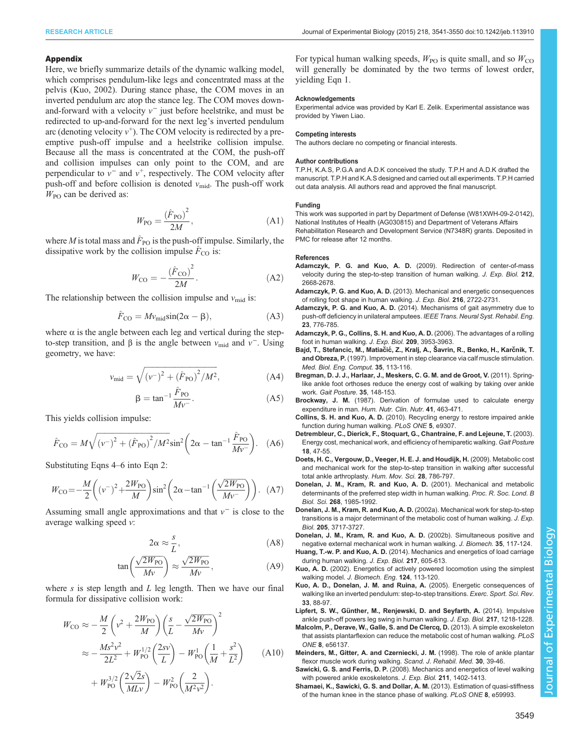## Appendix

Here, we briefly summarize details of the dynamic walking model, which comprises pendulum-like legs and concentrated mass at the pelvis (Kuo, 2002). During stance phase, the COM moves in an inverted pendulum arc atop the stance leg. The COM moves down-and-forward with a velocity $v^-$ just before heelstrike, and must be redirected to up-and-forward for the next leg's inverted pendulum arc (denoting velocity $v^+$). The COM velocity is redirected by a pre-emptive push-off impulse and a heelstrike collision impulse. Because all the mass is concentrated at the COM, the push-off and collision impulses can only point to the COM, and are perpendicular to $v^-$ and $v^+$, respectively. The COM velocity after push-off and before collision is denoted $v_{\mathrm{mid}}$. The push-off work $W_{\mathrm{PO}}$ can be derived as:

$$W_{\mathrm{PO}} = \frac{(\hat{F}_{\mathrm{PO}})^2}{2M}, \quad \text{(A1)}$$

where $M$ is total mass and $\hat{F}_{\mathrm{PO}}$ is the push-off impulse. Similarly, the dissipative work by the collision impulse $\hat{F}_{\mathrm{CO}}$ is:

$$W_{\mathrm{CO}} = -\frac{(\hat{F}_{\mathrm{CO}})^2}{2M}. \quad \text{(A2)}$$

The relationship between the collision impulse and $v_{\mathrm{mid}}$ is:

$$\hat{F}_{\mathrm{CO}} = M v_{\mathrm{mid}} \sin(2\alpha - \beta), \quad \text{(A3)}$$

where α is the angle between each leg and vertical during the step-to-step transition, and β is the angle between $v_{\mathrm{mid}}$ and $v^-$. Using geometry, we have:

$$v_{\mathrm{mid}} = \sqrt{(v^-)^2 + (\hat{F}_{\mathrm{PO}})^2/M^2}, \quad \text{(A4)}$$

$$\beta = \tan^{-1}\frac{\hat{F}_{\mathrm{PO}}}{Mv^-}. \quad \text{(A5)}$$

This yields collision impulse:

$$\hat{F}_{\mathrm{CO}} = M\sqrt{(v^-)^2 + (\hat{F}_{\mathrm{PO}})^2/M^2}\sin^2\left(2\alpha - \tan^{-1}\frac{\hat{F}_{\mathrm{PO}}}{Mv^-}\right). \quad \text{(A6)}$$

Substituting Eqns 4–6 into Eqn 2:

$$W_{\mathrm{CO}} = -\frac{M}{2}\left((v^-)^2 + \frac{2W_{\mathrm{PO}}}{M}\right)\sin^2\left(2\alpha - \tan^{-1}\left(\frac{\sqrt{2W_{\mathrm{PO}}}}{Mv^-}\right)\right). \quad \text{(A7)}$$

Assuming small angle approximations and that $v^-$ is close to the average walking speed $v$:

$$2\alpha \approx \frac{s}{L}, \quad \text{(A8)}$$

$$\tan\left(\frac{\sqrt{2W_{\mathrm{PO}}}}{Mv}\right) \approx \frac{\sqrt{2W_{\mathrm{PO}}}}{Mv}, \quad \text{(A9)}$$

where $s$ is step length and $L$ leg length. Then we have our final formula for dissipative collision work:

$$\begin{aligned} W_{\mathrm{CO}} &\approx -\frac{M}{2}\left(v^2 + \frac{2W_{\mathrm{PO}}}{M}\right)\left(\frac{s}{L} - \frac{\sqrt{2W_{\mathrm{PO}}}}{Mv}\right)^2 \\ &\approx -\frac{Ms^2v^2}{2L^2} + W_{\mathrm{PO}}^{1/2}\left(\frac{2sv}{L}\right) - W_{\mathrm{PO}}^{1}\left(\frac{1}{M} + \frac{s^2}{L^2}\right) \\ &\quad + W_{\mathrm{PO}}^{3/2}\left(\frac{2\sqrt{2}s}{MLv}\right) - W_{\mathrm{PO}}^{2}\left(\frac{2}{M^2v^2}\right). \end{aligned} \quad \text{(A10)}$$

For typical human walking speeds, $W_{\mathrm{PO}}$ is quite small, and so $W_{\mathrm{CO}}$ will generally be dominated by the two terms of lowest order, yielding Eqn 1.

#### Acknowledgements

Experimental advice was provided by Karl E. Zelik. Experimental assistance was provided by Yiwen Liao.

#### Competing interests

The authors declare no competing or financial interests.

#### Author contributions

T.P.H, K.A.S, P.G.A and A.D.K conceived the study. T.P.H and A.D.K drafted the manuscript. T.P.H and K.A.S designed and carried out all experiments. T.P.H carried out data analysis. All authors read and approved the final manuscript.

#### Funding

This work was supported in part by Department of Defense (W81XWH-09-2-0142), National Institutes of Health (AG030815) and Department of Veterans Affairs Rehabilitation Research and Development Service (N7348R) grants. Deposited in PMC for release after 12 months.

#### References

**Adamczyk, P. G. and Kuo, A. D.** (2009). Redirection of center-of-mass velocity during the step-to-step transition of human walking. *J. Exp. Biol.* **212**, 2668-2678.

**Adamczyk, P. G. and Kuo, A. D.** (2013). Mechanical and energetic consequences of rolling foot shape in human walking. *J. Exp. Biol.* **216**, 2722-2731.

**Adamczyk, P. G. and Kuo, A. D.** (2014). Mechanisms of gait asymmetry due to push-off deficiency in unilateral amputees. *IEEE Trans. Neural Syst. Rehabil. Eng.* **23**, 776-785.

**Adamczyk, P. G., Collins, S. H. and Kuo, A. D.** (2006). The advantages of a rolling foot in human walking. *J. Exp. Biol.* **209**, 3953-3963.

**Bajd, T., Stefancic, M., Matjačić, Z., Kralj, A., Šavrin, R., Benko, H., Karčnik, T. and Obreza, P.** (1997). Improvement in step clearance via calf muscle stimulation. *Med. Biol. Eng. Comput.* **35**, 113-116.

**Bregman, D. J. J., Harlaar, J., Meskers, C. G. M. and de Groot, V.** (2011). Spring-like ankle foot orthoses reduce the energy cost of walking by taking over ankle work. *Gait Posture.* **35**, 148-153.

**Brockway, J. M.** (1987). Derivation of formulae used to calculate energy expenditure in man. *Hum. Nutr. Clin. Nutr.* **41**, 463-471.

**Collins, S. H. and Kuo, A. D.** (2010). Recycling energy to restore impaired ankle function during human walking. *PLoS ONE* **5**, e9307.

**Detrembleur, C., Dierick, F., Stoquart, G., Chantraine, F. and Lejeune, T.** (2003). Energy cost, mechanical work, and efficiency of hemiparetic walking. *Gait Posture* **18**, 47-55.

**Doets, H. C., Vergouw, D., Veeger, H. E. J. and Houdijk, H.** (2009). Metabolic cost and mechanical work for the step-to-step transition in walking after successful total ankle arthroplasty. *Hum. Mov. Sci.* **28**, 786-797.

**Donelan, J. M., Kram, R. and Kuo, A. D.** (2001). Mechanical and metabolic determinants of the preferred step width in human walking. *Proc. R. Soc. Lond. B Biol. Sci.* **268**, 1985-1992.

**Donelan, J. M., Kram, R. and Kuo, A. D.** (2002a). Mechanical work for step-to-step transitions is a major determinant of the metabolic cost of human walking. *J. Exp. Biol.* **205**, 3717-3727.

**Donelan, J. M., Kram, R. and Kuo, A. D.** (2002b). Simultaneous positive and negative external mechanical work in human walking. *J. Biomech.* **35**, 117-124.

**Huang, T.-w. P. and Kuo, A. D.** (2014). Mechanics and energetics of load carriage during human walking. *J. Exp. Biol.* **217**, 605-613.

**Kuo, A. D.** (2002). Energetics of actively powered locomotion using the simplest walking model. *J. Biomech. Eng.* **124**, 113-120.

**Kuo, A. D., Donelan, J. M. and Ruina, A.** (2005). Energetic consequences of walking like an inverted pendulum: step-to-step transitions. *Exerc. Sport. Sci. Rev.* **33**, 88-97.

**Lipfert, S. W., Günther, M., Renjewski, D. and Seyfarth, A.** (2014). Impulsive ankle push-off powers leg swing in human walking. *J. Exp. Biol.* **217**, 1218-1228.

**Malcolm, P., Derave, W., Galle, S. and De Clercq, D.** (2013). A simple exoskeleton that assists plantarflexion can reduce the metabolic cost of human walking. *PLoS ONE* **8**, e56137.

**Meinders, M., Gitter, A. and Czerniecki, J. M.** (1998). The role of ankle plantar flexor muscle work during walking. *Scand. J. Rehabil. Med.* **30**, 39-46.

**Sawicki, G. S. and Ferris, D. P.** (2008). Mechanics and energetics of level walking with powered ankle exoskeletons. *J. Exp. Biol.* **211**, 1402-1413.

**Shamaei, K., Sawicki, G. S. and Dollar, A. M.** (2013). Estimation of quasi-stiffness of the human knee in the stance phase of walking. *PLoS ONE* **8**, e59993.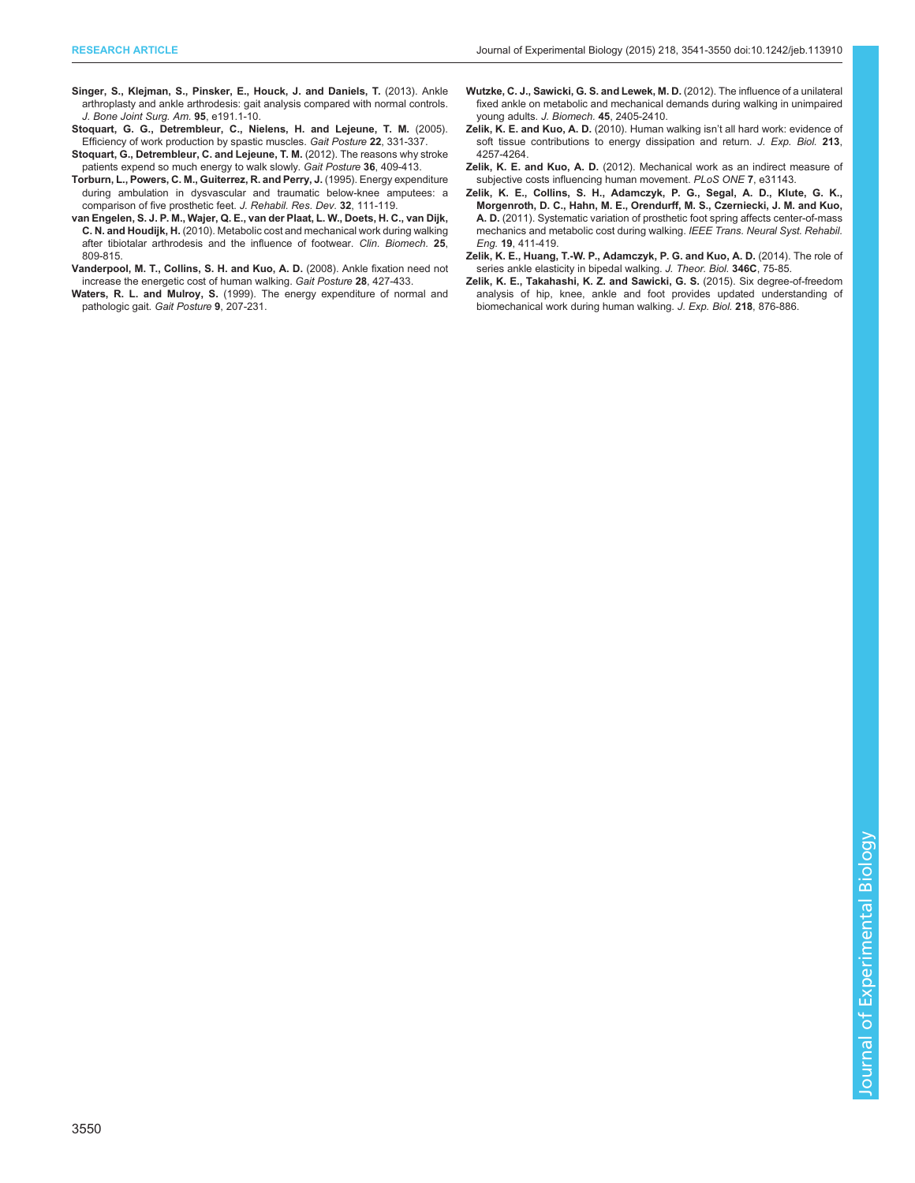**Singer, S., Klejman, S., Pinsker, E., Houck, J. and Daniels, T.** (2013). Ankle arthroplasty and ankle arthrodesis: gait analysis compared with normal controls. *J. Bone Joint Surg. Am.* **95**, e191.1-10.

**Stoquart, G. G., Detrembleur, C., Nielens, H. and Lejeune, T. M.** (2005). Efficiency of work production by spastic muscles. *Gait Posture* **22**, 331-337.

**Stoquart, G., Detrembleur, C. and Lejeune, T. M.** (2012). The reasons why stroke patients expend so much energy to walk slowly. *Gait Posture* **36**, 409-413.

**Torburn, L., Powers, C. M., Guiterrez, R. and Perry, J.** (1995). Energy expenditure during ambulation in dysvascular and traumatic below-knee amputees: a comparison of five prosthetic feet. *J. Rehabil. Res. Dev.* **32**, 111-119.

**van Engelen, S. J. P. M., Wajer, Q. E., van der Plaat, L. W., Doets, H. C., van Dijk, C. N. and Houdijk, H.** (2010). Metabolic cost and mechanical work during walking after tibiotalar arthrodesis and the influence of footwear. *Clin. Biomech.* **25**, 809-815.

**Vanderpool, M. T., Collins, S. H. and Kuo, A. D.** (2008). Ankle fixation need not increase the energetic cost of human walking. *Gait Posture* **28**, 427-433.

**Waters, R. L. and Mulroy, S.** (1999). The energy expenditure of normal and pathologic gait. *Gait Posture* **9**, 207-231.

**Wutzke, C. J., Sawicki, G. S. and Lewek, M. D.** (2012). The influence of a unilateral fixed ankle on metabolic and mechanical demands during walking in unimpaired young adults. *J. Biomech.* **45**, 2405-2410.

**Zelik, K. E. and Kuo, A. D.** (2010). Human walking isn't all hard work: evidence of soft tissue contributions to energy dissipation and return. *J. Exp. Biol.* **213**, 4257-4264.

**Zelik, K. E. and Kuo, A. D.** (2012). Mechanical work as an indirect measure of subjective costs influencing human movement. *PLoS ONE* **7**, e31143.

**Zelik, K. E., Collins, S. H., Adamczyk, P. G., Segal, A. D., Klute, G. K., Morgenroth, D. C., Hahn, M. E., Orendurff, M. S., Czerniecki, J. M. and Kuo, A. D.** (2011). Systematic variation of prosthetic foot spring affects center-of-mass mechanics and metabolic cost during walking. *IEEE Trans. Neural Syst. Rehabil. Eng.* **19**, 411-419.

**Zelik, K. E., Huang, T.-W. P., Adamczyk, P. G. and Kuo, A. D.** (2014). The role of series ankle elasticity in bipedal walking. *J. Theor. Biol.* **346C**, 75-85.

**Zelik, K. E., Takahashi, K. Z. and Sawicki, G. S.** (2015). Six degree-of-freedom analysis of hip, knee, ankle and foot provides updated understanding of biomechanical work during human walking. *J. Exp. Biol.* **218**, 876-886.